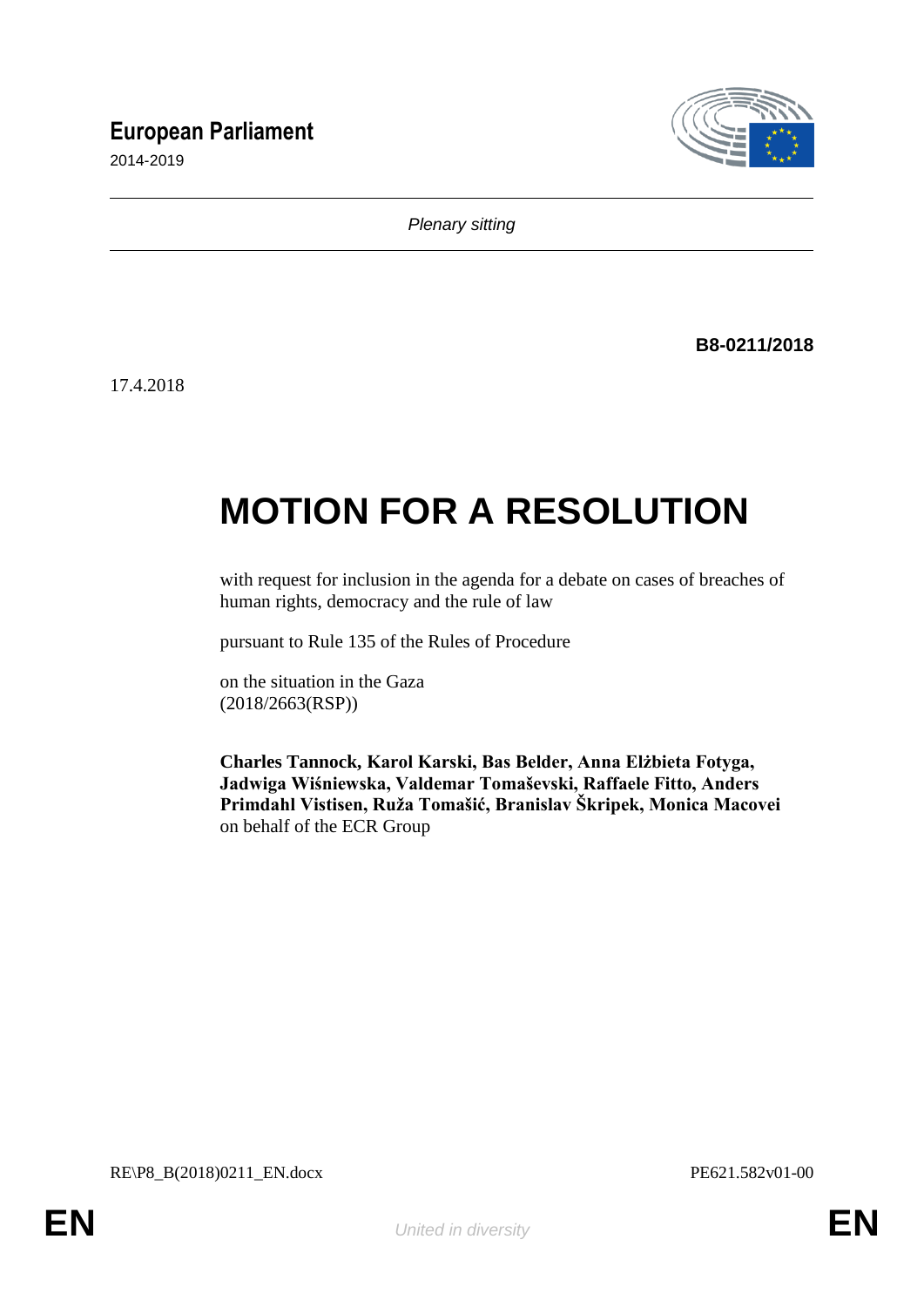**European Parliament**

2014-2019

*Plenary sitting*

**B8-0211/2018**

17.4.2018

# MOTION FOR A RESOLUTION

with request for inclusion in the agenda for a debate on cases of breaches of human rights, democracy and the rule of law

pursuant to Rule 135 of the Rules of Procedure

on the situation in the Gaza
(2018/2663(RSP))

**Charles Tannock, Karol Karski, Bas Belder, Anna Elżbieta Fotyga, Jadwiga Wiśniewska, Valdemar Tomaševski, Raffaele Fitto, Anders Primdahl Vistisen, Ruža Tomašić, Branislav Škripek, Monica Macovei**
on behalf of the ECR Group

RE\P8_B(2018)0211_EN.docx PE621.582v01-00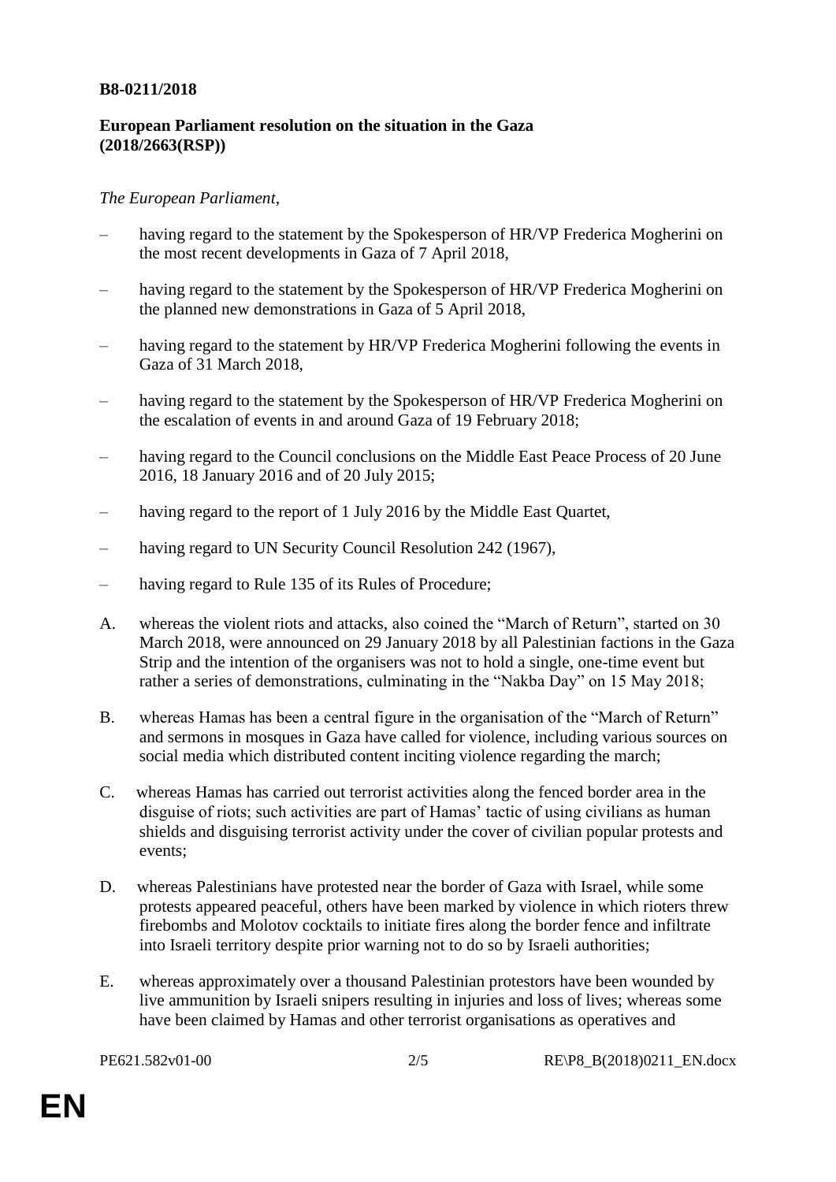**B8-0211/2018**

**European Parliament resolution on the situation in the Gaza (2018/2663(RSP))**

*The European Parliament*,

– having regard to the statement by the Spokesperson of HR/VP Frederica Mogherini on the most recent developments in Gaza of 7 April 2018,

– having regard to the statement by the Spokesperson of HR/VP Frederica Mogherini on the planned new demonstrations in Gaza of 5 April 2018,

– having regard to the statement by HR/VP Frederica Mogherini following the events in Gaza of 31 March 2018,

– having regard to the statement by the Spokesperson of HR/VP Frederica Mogherini on the escalation of events in and around Gaza of 19 February 2018;

– having regard to the Council conclusions on the Middle East Peace Process of 20 June 2016, 18 January 2016 and of 20 July 2015;

– having regard to the report of 1 July 2016 by the Middle East Quartet,

– having regard to UN Security Council Resolution 242 (1967),

– having regard to Rule 135 of its Rules of Procedure;

A. whereas the violent riots and attacks, also coined the "March of Return", started on 30 March 2018, were announced on 29 January 2018 by all Palestinian factions in the Gaza Strip and the intention of the organisers was not to hold a single, one-time event but rather a series of demonstrations, culminating in the "Nakba Day" on 15 May 2018;

B. whereas Hamas has been a central figure in the organisation of the "March of Return" and sermons in mosques in Gaza have called for violence, including various sources on social media which distributed content inciting violence regarding the march;

C. whereas Hamas has carried out terrorist activities along the fenced border area in the disguise of riots; such activities are part of Hamas' tactic of using civilians as human shields and disguising terrorist activity under the cover of civilian popular protests and events;

D. whereas Palestinians have protested near the border of Gaza with Israel, while some protests appeared peaceful, others have been marked by violence in which rioters threw firebombs and Molotov cocktails to initiate fires along the border fence and infiltrate into Israeli territory despite prior warning not to do so by Israeli authorities;

E. whereas approximately over a thousand Palestinian protestors have been wounded by live ammunition by Israeli snipers resulting in injuries and loss of lives; whereas some have been claimed by Hamas and other terrorist organisations as operatives and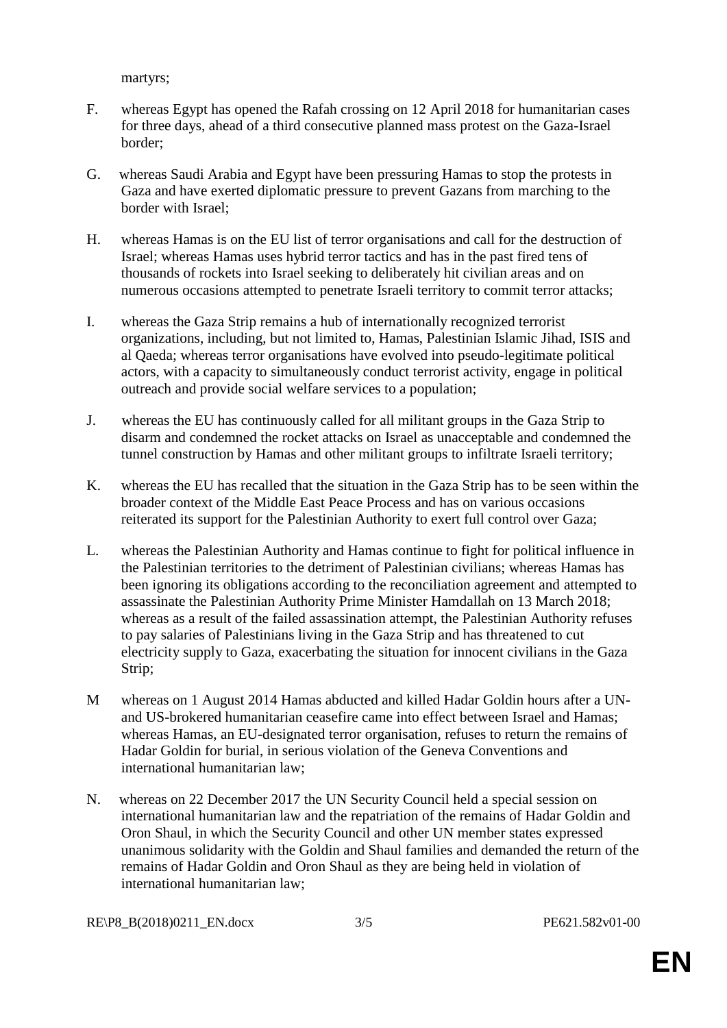martyrs;

F. whereas Egypt has opened the Rafah crossing on 12 April 2018 for humanitarian cases for three days, ahead of a third consecutive planned mass protest on the Gaza-Israel border;

G. whereas Saudi Arabia and Egypt have been pressuring Hamas to stop the protests in Gaza and have exerted diplomatic pressure to prevent Gazans from marching to the border with Israel;

H. whereas Hamas is on the EU list of terror organisations and call for the destruction of Israel; whereas Hamas uses hybrid terror tactics and has in the past fired tens of thousands of rockets into Israel seeking to deliberately hit civilian areas and on numerous occasions attempted to penetrate Israeli territory to commit terror attacks;

I. whereas the Gaza Strip remains a hub of internationally recognized terrorist organizations, including, but not limited to, Hamas, Palestinian Islamic Jihad, ISIS and al Qaeda; whereas terror organisations have evolved into pseudo-legitimate political actors, with a capacity to simultaneously conduct terrorist activity, engage in political outreach and provide social welfare services to a population;

J. whereas the EU has continuously called for all militant groups in the Gaza Strip to disarm and condemned the rocket attacks on Israel as unacceptable and condemned the tunnel construction by Hamas and other militant groups to infiltrate Israeli territory;

K. whereas the EU has recalled that the situation in the Gaza Strip has to be seen within the broader context of the Middle East Peace Process and has on various occasions reiterated its support for the Palestinian Authority to exert full control over Gaza;

L. whereas the Palestinian Authority and Hamas continue to fight for political influence in the Palestinian territories to the detriment of Palestinian civilians; whereas Hamas has been ignoring its obligations according to the reconciliation agreement and attempted to assassinate the Palestinian Authority Prime Minister Hamdallah on 13 March 2018; whereas as a result of the failed assassination attempt, the Palestinian Authority refuses to pay salaries of Palestinians living in the Gaza Strip and has threatened to cut electricity supply to Gaza, exacerbating the situation for innocent civilians in the Gaza Strip;

M whereas on 1 August 2014 Hamas abducted and killed Hadar Goldin hours after a UN- and US-brokered humanitarian ceasefire came into effect between Israel and Hamas; whereas Hamas, an EU-designated terror organisation, refuses to return the remains of Hadar Goldin for burial, in serious violation of the Geneva Conventions and international humanitarian law;

N. whereas on 22 December 2017 the UN Security Council held a special session on international humanitarian law and the repatriation of the remains of Hadar Goldin and Oron Shaul, in which the Security Council and other UN member states expressed unanimous solidarity with the Goldin and Shaul families and demanded the return of the remains of Hadar Goldin and Oron Shaul as they are being held in violation of international humanitarian law;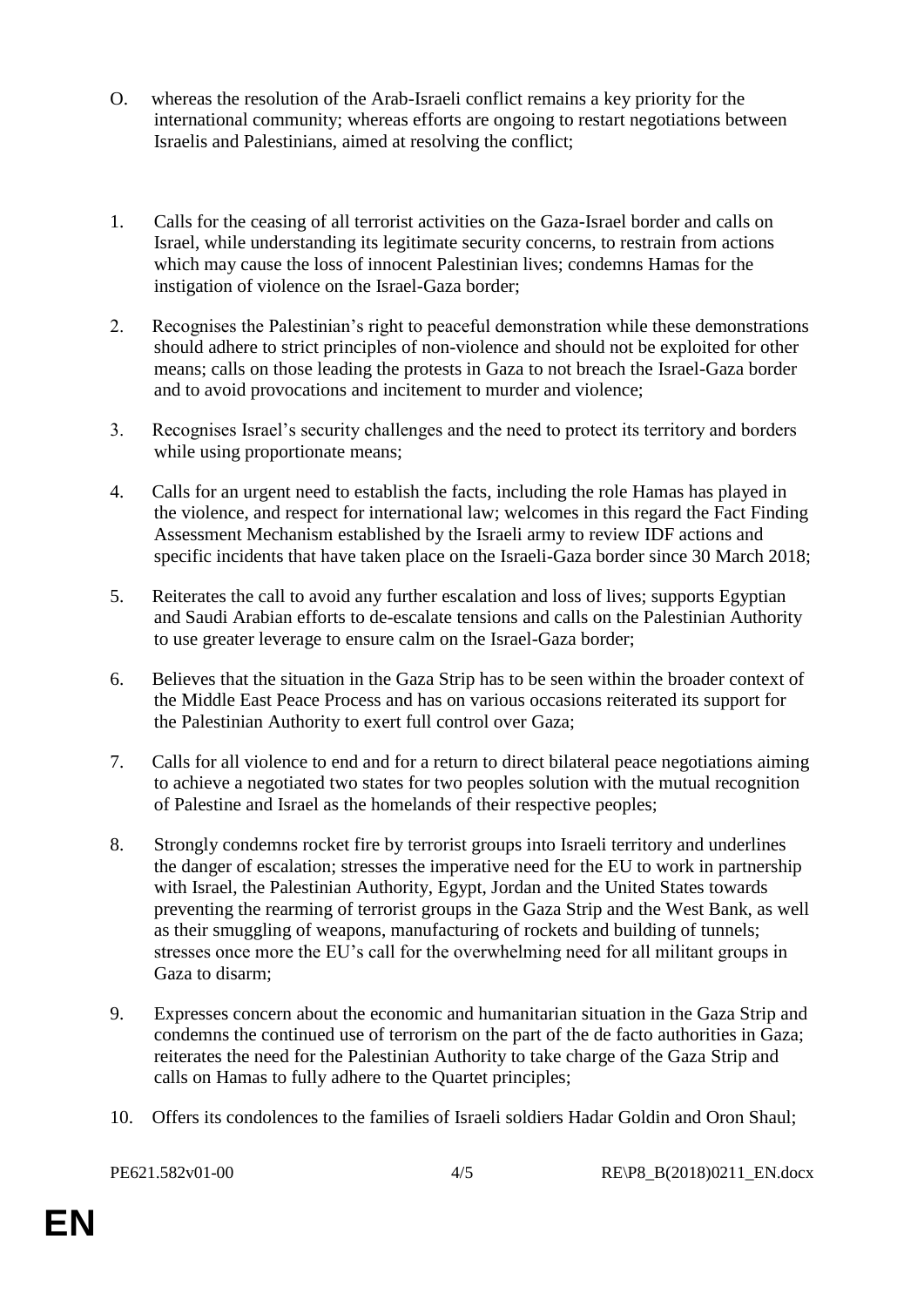O. whereas the resolution of the Arab-Israeli conflict remains a key priority for the international community; whereas efforts are ongoing to restart negotiations between Israelis and Palestinians, aimed at resolving the conflict;

1. Calls for the ceasing of all terrorist activities on the Gaza-Israel border and calls on Israel, while understanding its legitimate security concerns, to restrain from actions which may cause the loss of innocent Palestinian lives; condemns Hamas for the instigation of violence on the Israel-Gaza border;

2. Recognises the Palestinian's right to peaceful demonstration while these demonstrations should adhere to strict principles of non-violence and should not be exploited for other means; calls on those leading the protests in Gaza to not breach the Israel-Gaza border and to avoid provocations and incitement to murder and violence;

3. Recognises Israel's security challenges and the need to protect its territory and borders while using proportionate means;

4. Calls for an urgent need to establish the facts, including the role Hamas has played in the violence, and respect for international law; welcomes in this regard the Fact Finding Assessment Mechanism established by the Israeli army to review IDF actions and specific incidents that have taken place on the Israeli-Gaza border since 30 March 2018;

5. Reiterates the call to avoid any further escalation and loss of lives; supports Egyptian and Saudi Arabian efforts to de-escalate tensions and calls on the Palestinian Authority to use greater leverage to ensure calm on the Israel-Gaza border;

6. Believes that the situation in the Gaza Strip has to be seen within the broader context of the Middle East Peace Process and has on various occasions reiterated its support for the Palestinian Authority to exert full control over Gaza;

7. Calls for all violence to end and for a return to direct bilateral peace negotiations aiming to achieve a negotiated two states for two peoples solution with the mutual recognition of Palestine and Israel as the homelands of their respective peoples;

8. Strongly condemns rocket fire by terrorist groups into Israeli territory and underlines the danger of escalation; stresses the imperative need for the EU to work in partnership with Israel, the Palestinian Authority, Egypt, Jordan and the United States towards preventing the rearming of terrorist groups in the Gaza Strip and the West Bank, as well as their smuggling of weapons, manufacturing of rockets and building of tunnels; stresses once more the EU's call for the overwhelming need for all militant groups in Gaza to disarm;

9. Expresses concern about the economic and humanitarian situation in the Gaza Strip and condemns the continued use of terrorism on the part of the de facto authorities in Gaza; reiterates the need for the Palestinian Authority to take charge of the Gaza Strip and calls on Hamas to fully adhere to the Quartet principles;

10. Offers its condolences to the families of Israeli soldiers Hadar Goldin and Oron Shaul;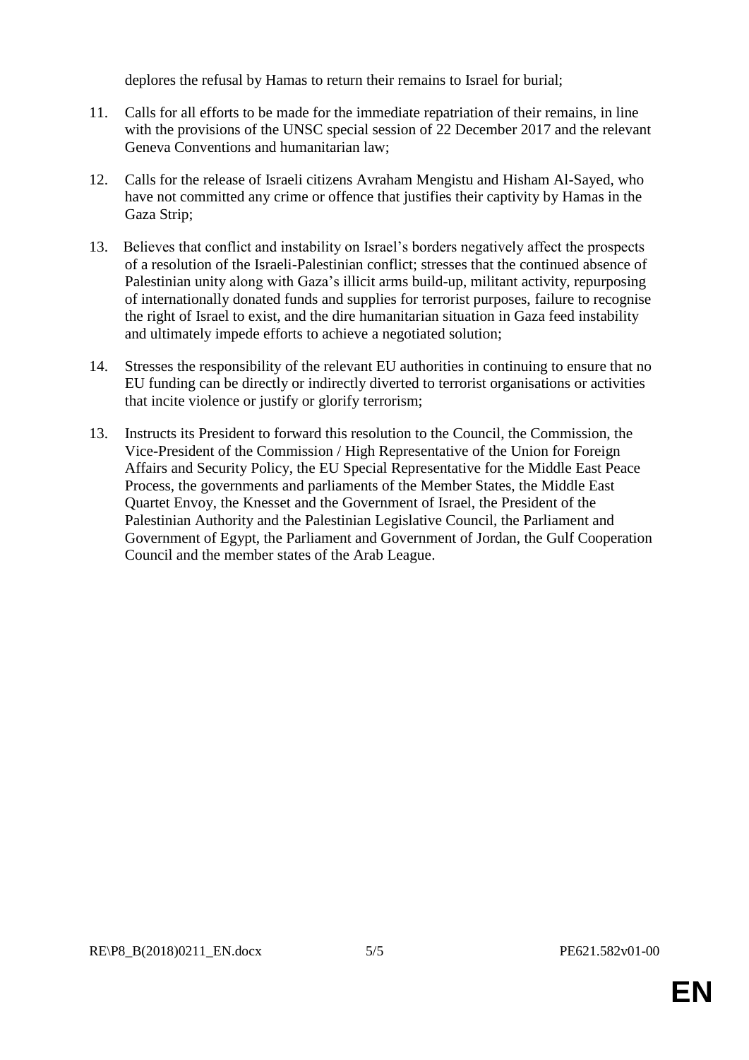deplores the refusal by Hamas to return their remains to Israel for burial;

11. Calls for all efforts to be made for the immediate repatriation of their remains, in line with the provisions of the UNSC special session of 22 December 2017 and the relevant Geneva Conventions and humanitarian law;

12. Calls for the release of Israeli citizens Avraham Mengistu and Hisham Al-Sayed, who have not committed any crime or offence that justifies their captivity by Hamas in the Gaza Strip;

13. Believes that conflict and instability on Israel's borders negatively affect the prospects of a resolution of the Israeli-Palestinian conflict; stresses that the continued absence of Palestinian unity along with Gaza's illicit arms build-up, militant activity, repurposing of internationally donated funds and supplies for terrorist purposes, failure to recognise the right of Israel to exist, and the dire humanitarian situation in Gaza feed instability and ultimately impede efforts to achieve a negotiated solution;

14. Stresses the responsibility of the relevant EU authorities in continuing to ensure that no EU funding can be directly or indirectly diverted to terrorist organisations or activities that incite violence or justify or glorify terrorism;

13. Instructs its President to forward this resolution to the Council, the Commission, the Vice-President of the Commission / High Representative of the Union for Foreign Affairs and Security Policy, the EU Special Representative for the Middle East Peace Process, the governments and parliaments of the Member States, the Middle East Quartet Envoy, the Knesset and the Government of Israel, the President of the Palestinian Authority and the Palestinian Legislative Council, the Parliament and Government of Egypt, the Parliament and Government of Jordan, the Gulf Cooperation Council and the member states of the Arab League.